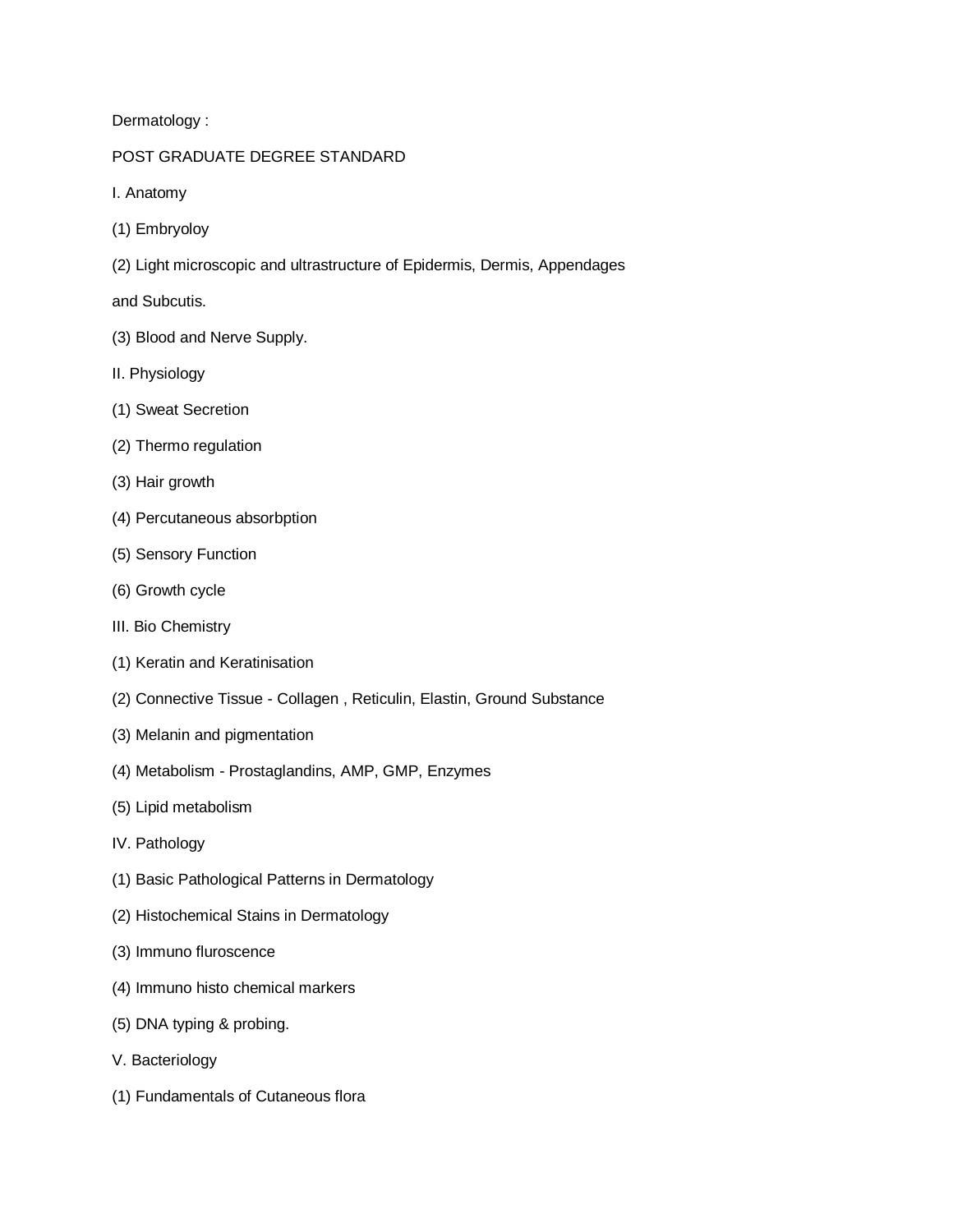Dermatology :

POST GRADUATE DEGREE STANDARD

I. Anatomy

(1) Embryoloy

(2) Light microscopic and ultrastructure of Epidermis, Dermis, Appendages and Subcutis.

(3) Blood and Nerve Supply.

II. Physiology

(1) Sweat Secretion

(2) Thermo regulation

(3) Hair growth

(4) Percutaneous absorbption

(5) Sensory Function

(6) Growth cycle

III. Bio Chemistry

(1) Keratin and Keratinisation

(2) Connective Tissue - Collagen , Reticulin, Elastin, Ground Substance

(3) Melanin and pigmentation

(4) Metabolism - Prostaglandins, AMP, GMP, Enzymes

(5) Lipid metabolism

IV. Pathology

(1) Basic Pathological Patterns in Dermatology

(2) Histochemical Stains in Dermatology

(3) Immuno fluroscence

(4) Immuno histo chemical markers

(5) DNA typing & probing.

V. Bacteriology

(1) Fundamentals of Cutaneous flora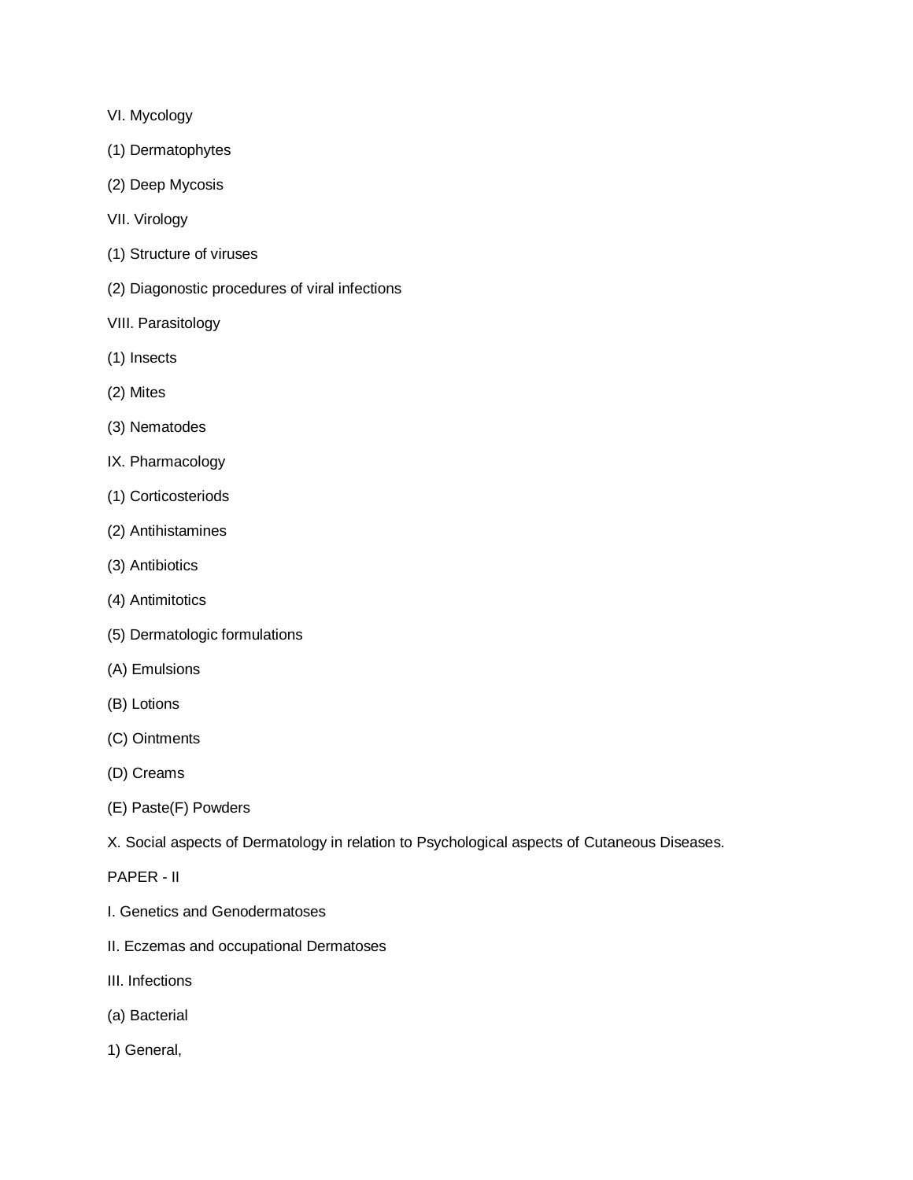VI. Mycology

(1) Dermatophytes

(2) Deep Mycosis

VII. Virology

(1) Structure of viruses

(2) Diagonostic procedures of viral infections

VIII. Parasitology

(1) Insects

(2) Mites

(3) Nematodes

IX. Pharmacology

(1) Corticosteriods

(2) Antihistamines

(3) Antibiotics

(4) Antimitotics

(5) Dermatologic formulations

(A) Emulsions

(B) Lotions

(C) Ointments

(D) Creams

(E) Paste(F) Powders

X. Social aspects of Dermatology in relation to Psychological aspects of Cutaneous Diseases.

PAPER - II

I. Genetics and Genodermatoses

II. Eczemas and occupational Dermatoses

III. Infections

(a) Bacterial

1) General,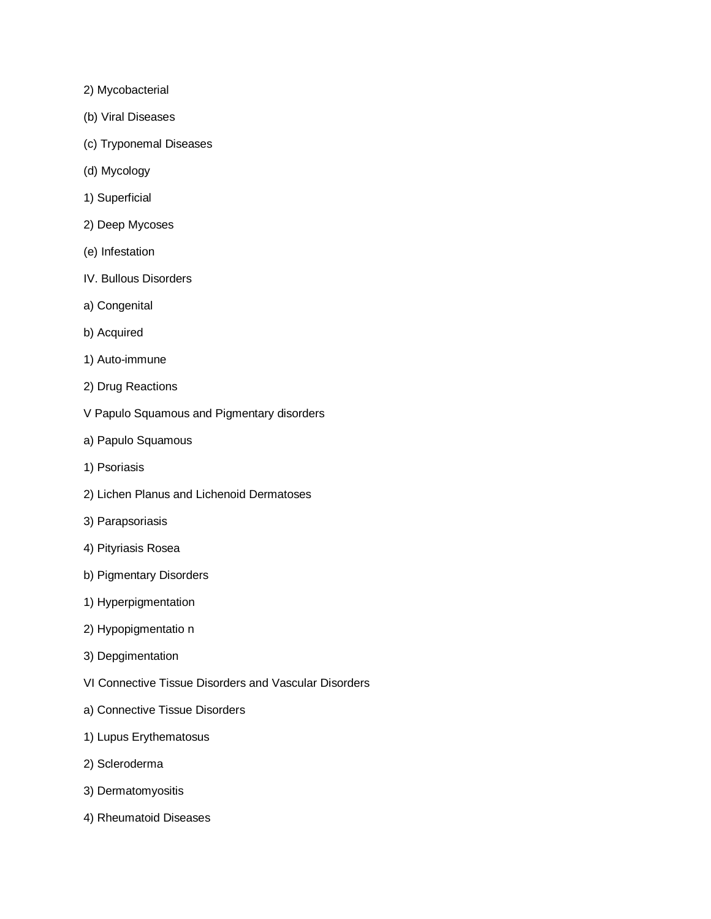2) Mycobacterial

(b) Viral Diseases

(c) Tryponemal Diseases

(d) Mycology

1) Superficial

2) Deep Mycoses

(e) Infestation

IV. Bullous Disorders

a) Congenital

b) Acquired

1) Auto-immune

2) Drug Reactions

V Papulo Squamous and Pigmentary disorders

a) Papulo Squamous

1) Psoriasis

2) Lichen Planus and Lichenoid Dermatoses

3) Parapsoriasis

4) Pityriasis Rosea

b) Pigmentary Disorders

1) Hyperpigmentation

2) Hypopigmentatio n

3) Depgimentation

VI Connective Tissue Disorders and Vascular Disorders

a) Connective Tissue Disorders

1) Lupus Erythematosus

2) Scleroderma

3) Dermatomyositis

4) Rheumatoid Diseases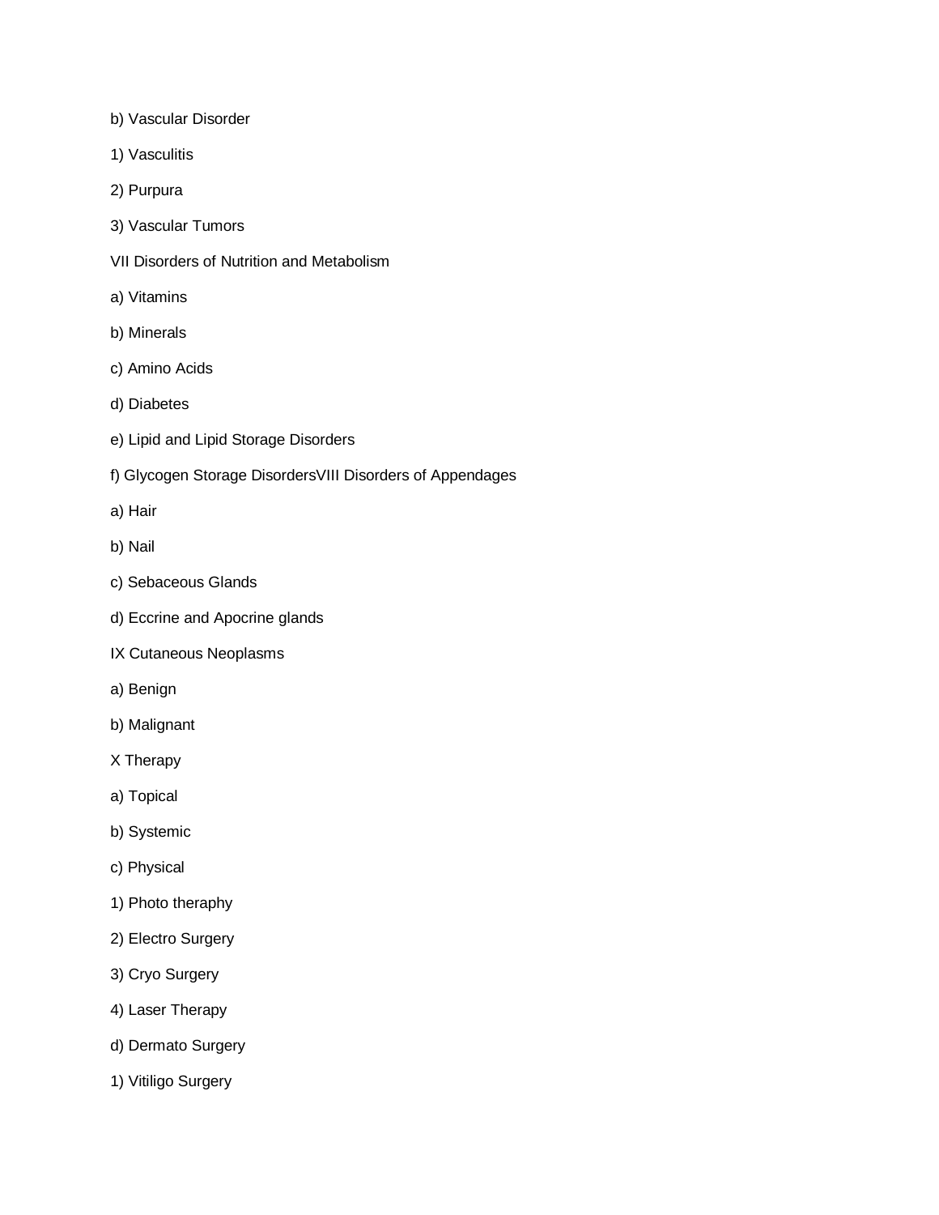b) Vascular Disorder

1) Vasculitis

2) Purpura

3) Vascular Tumors

VII Disorders of Nutrition and Metabolism

a) Vitamins

b) Minerals

c) Amino Acids

d) Diabetes

e) Lipid and Lipid Storage Disorders

f) Glycogen Storage DisordersVIII Disorders of Appendages

a) Hair

b) Nail

c) Sebaceous Glands

d) Eccrine and Apocrine glands

IX Cutaneous Neoplasms

a) Benign

b) Malignant

X Therapy

a) Topical

b) Systemic

c) Physical

1) Photo theraphy

2) Electro Surgery

3) Cryo Surgery

4) Laser Therapy

d) Dermato Surgery

1) Vitiligo Surgery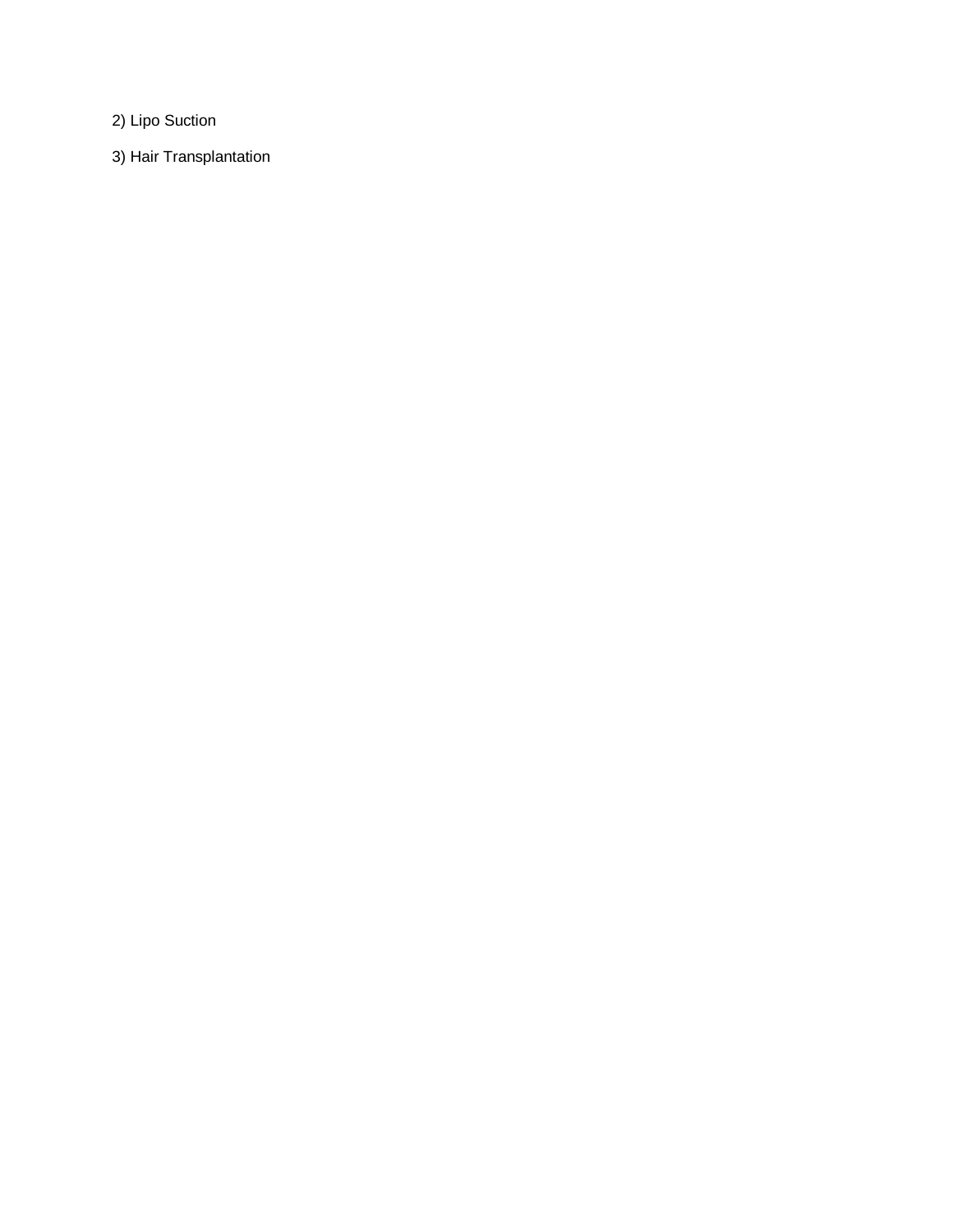2) Lipo Suction

3) Hair Transplantation